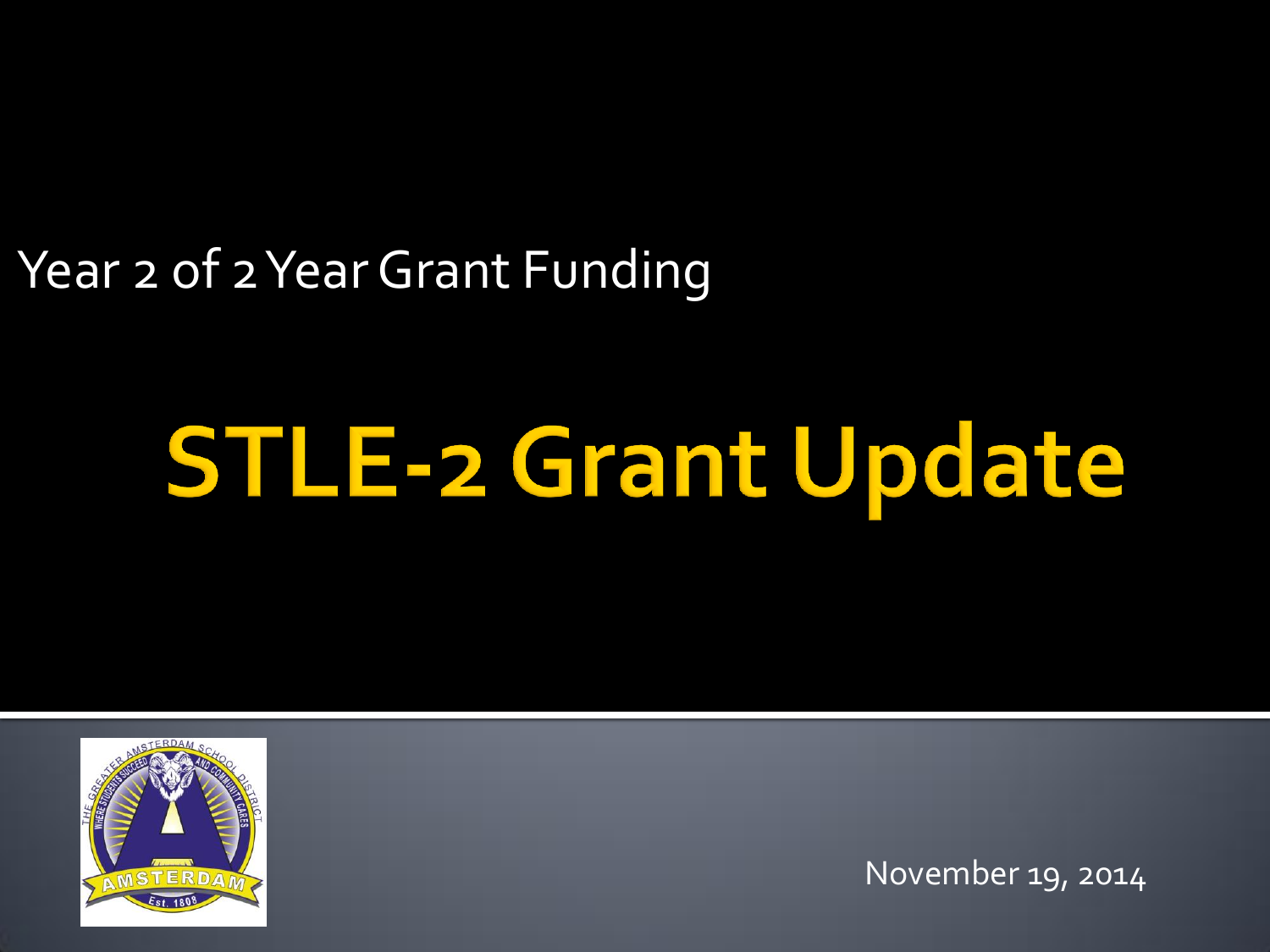Year 2 of 2 Year Grant Funding

# STLE-2 Grant Update

November 19, 2014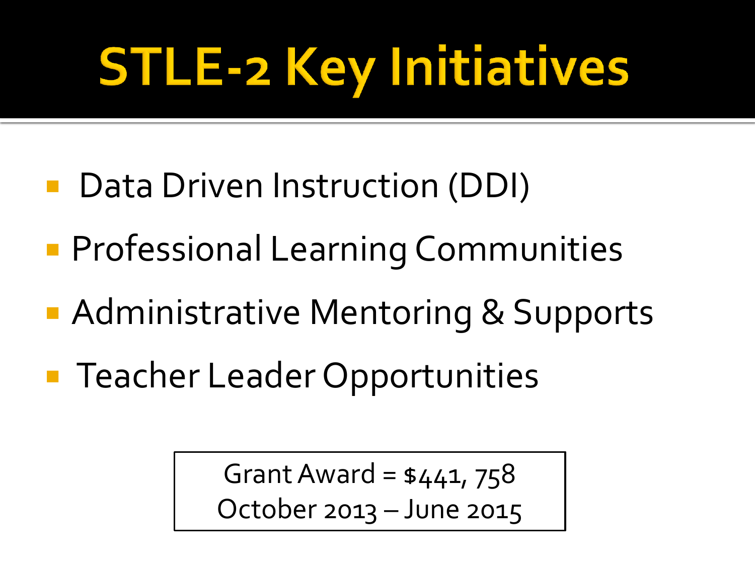# STLE-2 Key Initiatives

- Data Driven Instruction (DDI)
- Professional Learning Communities
- Administrative Mentoring & Supports
- Teacher Leader Opportunities

Grant Award = $441, 758
October 2013 – June 2015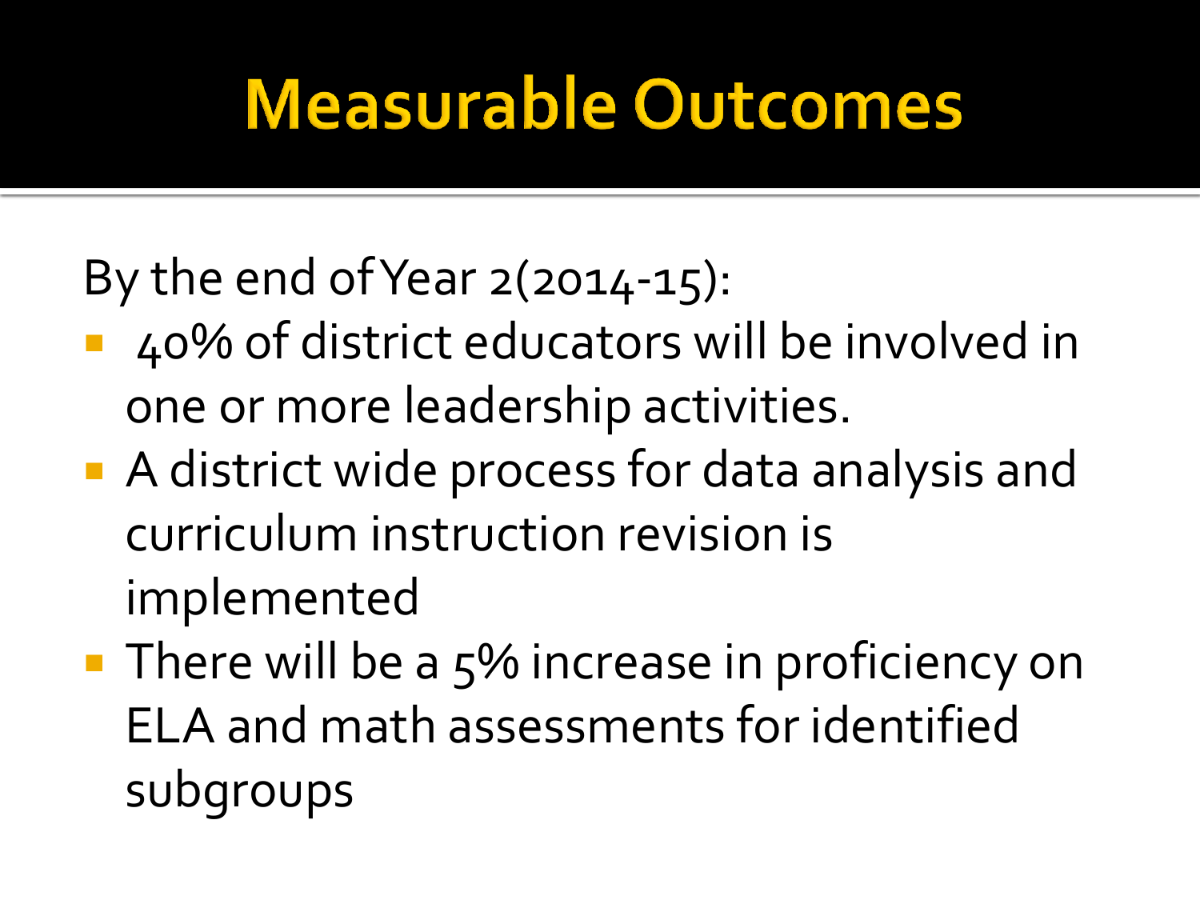# Measurable Outcomes

By the end of Year 2(2014-15):

- 40% of district educators will be involved in one or more leadership activities.
- A district wide process for data analysis and curriculum instruction revision is implemented
- There will be a 5% increase in proficiency on ELA and math assessments for identified subgroups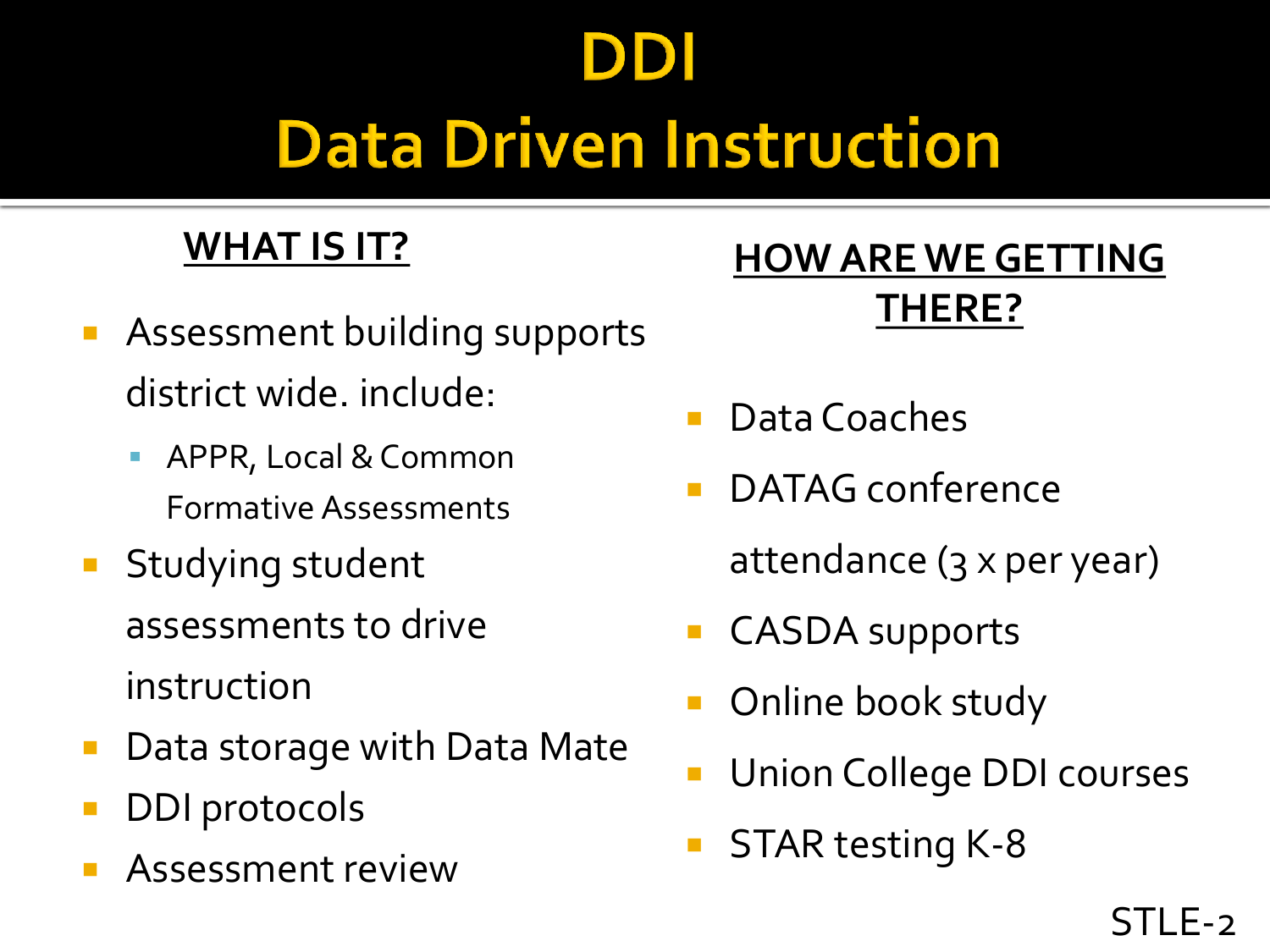# DDI
# Data Driven Instruction

## WHAT IS IT?

- Assessment building supports district wide. include:
  - APPR, Local & Common Formative Assessments
- Studying student assessments to drive instruction
- Data storage with Data Mate
- DDI protocols
- Assessment review

## HOW ARE WE GETTING THERE?

- Data Coaches
- DATAG conference attendance (3 x per year)
- CASDA supports
- Online book study
- Union College DDI courses
- STAR testing K-8

STLE-2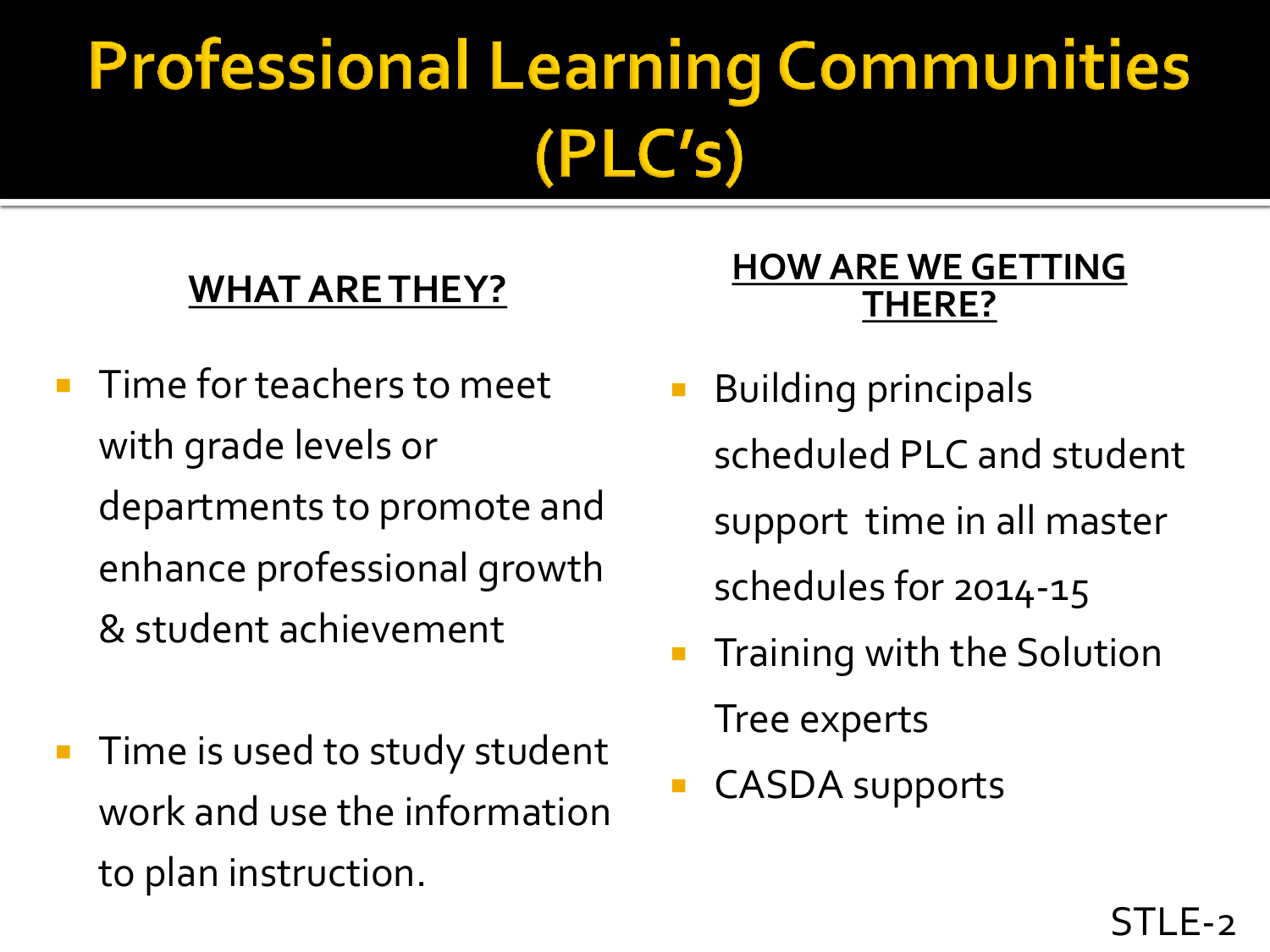# Professional Learning Communities (PLC's)

**WHAT ARE THEY?**

- Time for teachers to meet with grade levels or departments to promote and enhance professional growth & student achievement
- Time is used to study student work and use the information to plan instruction.

**HOW ARE WE GETTING THERE?**

- Building principals scheduled PLC and student support time in all master schedules for 2014-15
- Training with the Solution Tree experts
- CASDA supports

STLE-2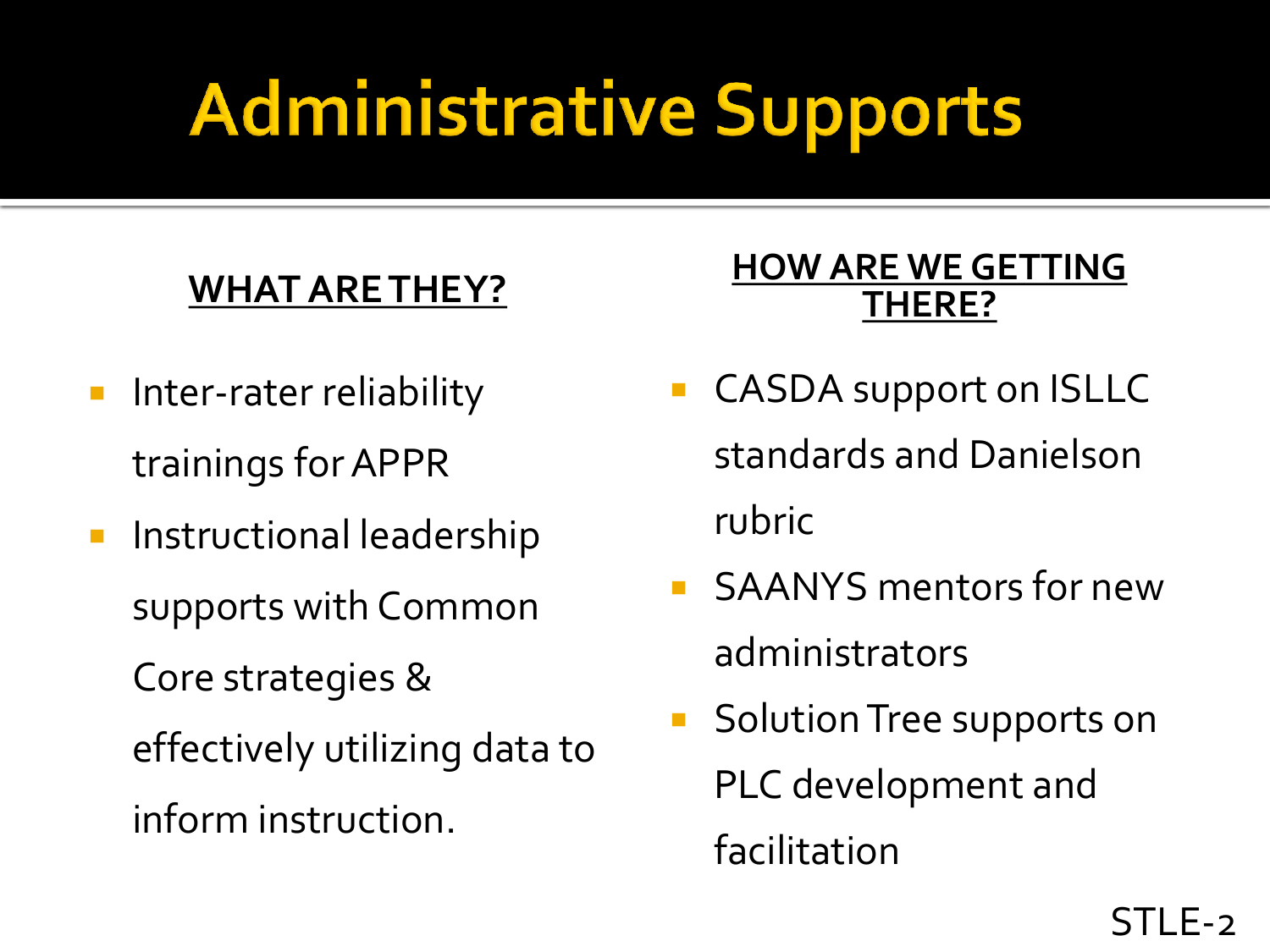# Administrative Supports

**WHAT ARE THEY?**

- Inter-rater reliability trainings for APPR
- Instructional leadership supports with Common Core strategies & effectively utilizing data to inform instruction.

**HOW ARE WE GETTING THERE?**

- CASDA support on ISLLC standards and Danielson rubric
- SAANYS mentors for new administrators
- Solution Tree supports on PLC development and facilitation

STLE-2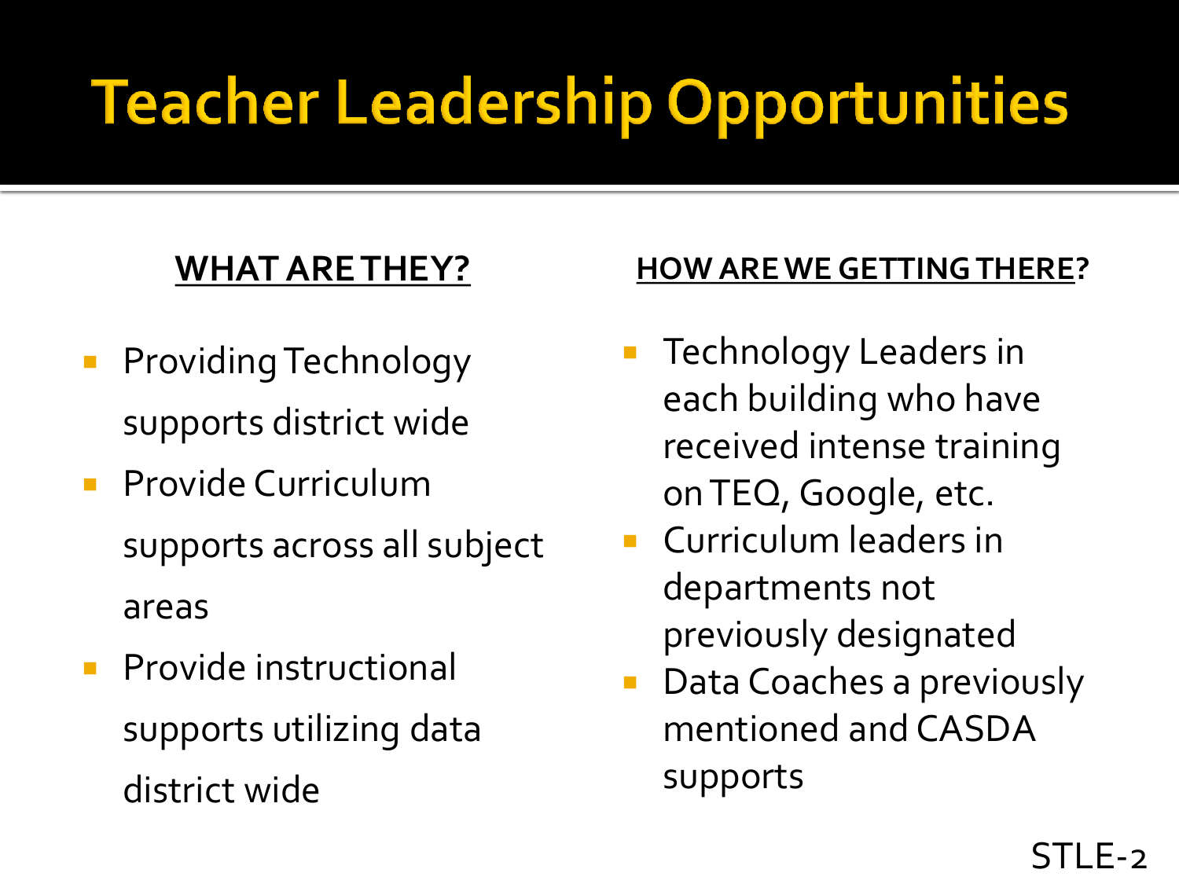# Teacher Leadership Opportunities

**WHAT ARE THEY?**

- Providing Technology supports district wide
- Provide Curriculum supports across all subject areas
- Provide instructional supports utilizing data district wide

**HOW ARE WE GETTING THERE?**

- Technology Leaders in each building who have received intense training on TEQ, Google, etc.
- Curriculum leaders in departments not previously designated
- Data Coaches a previously mentioned and CASDA supports

STLE-2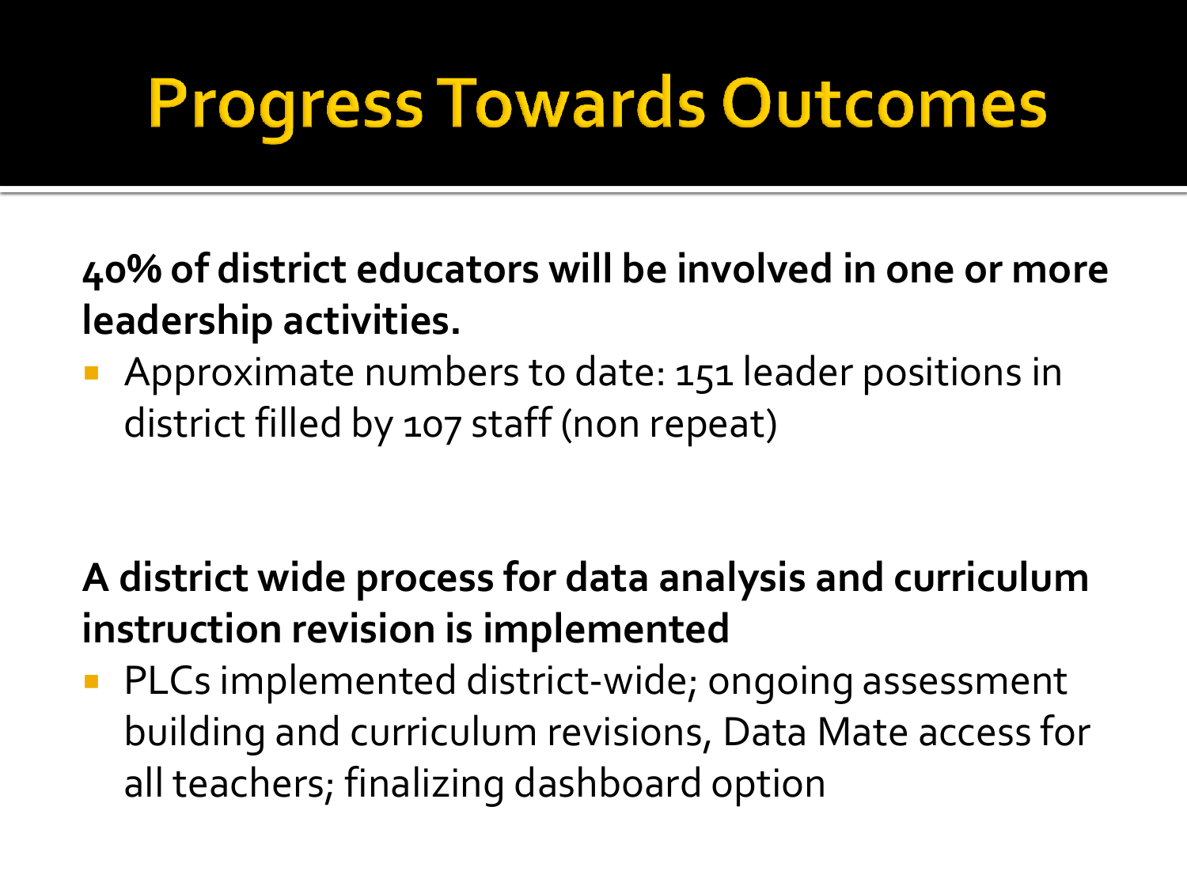# Progress Towards Outcomes

**40% of district educators will be involved in one or more leadership activities.**

- Approximate numbers to date: 151 leader positions in district filled by 107 staff (non repeat)

**A district wide process for data analysis and curriculum instruction revision is implemented**

- PLCs implemented district-wide; ongoing assessment building and curriculum revisions, Data Mate access for all teachers; finalizing dashboard option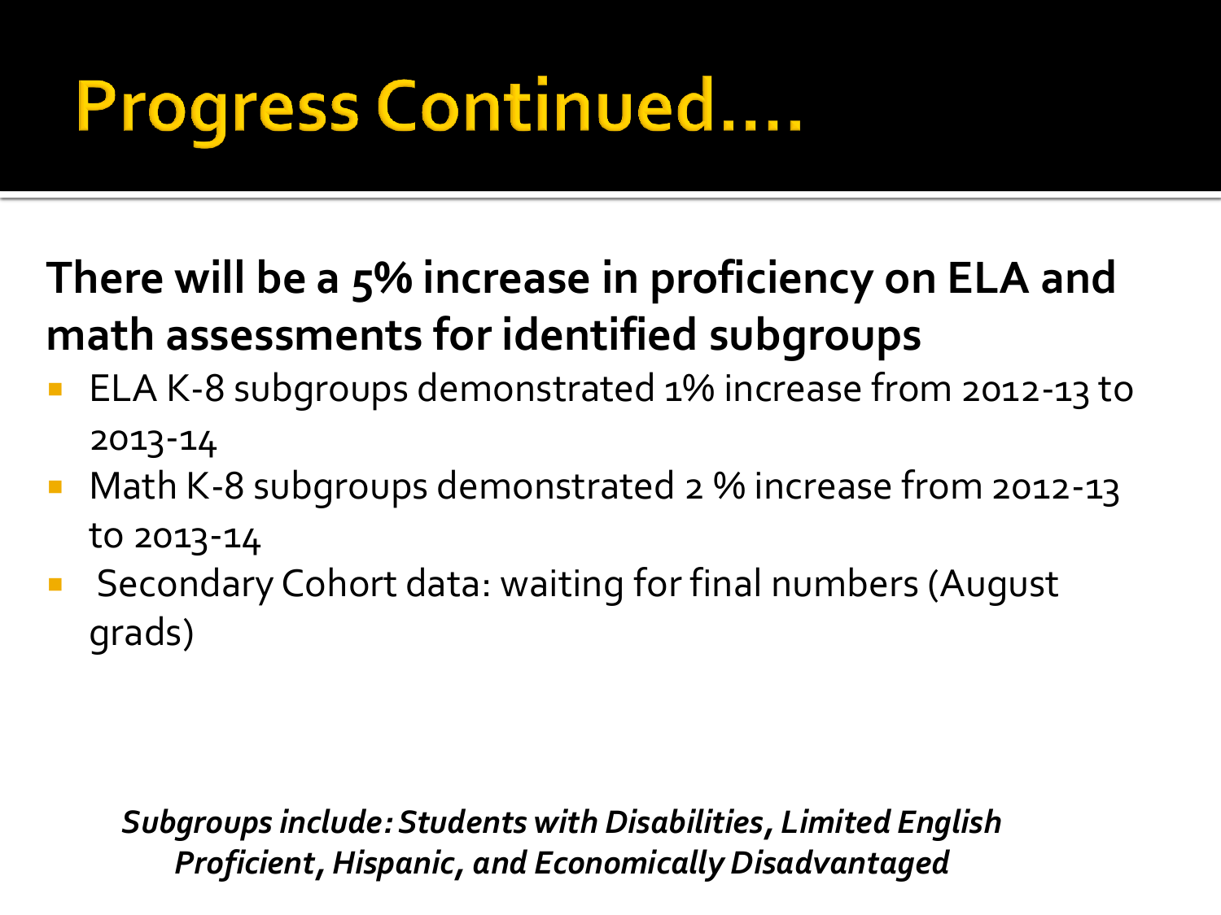# Progress Continued....

**There will be a 5% increase in proficiency on ELA and math assessments for identified subgroups**

- ELA K-8 subgroups demonstrated 1% increase from 2012-13 to 2013-14
- Math K-8 subgroups demonstrated 2 % increase from 2012-13 to 2013-14
- Secondary Cohort data: waiting for final numbers (August grads)

***Subgroups include: Students with Disabilities, Limited English Proficient, Hispanic, and Economically Disadvantaged***